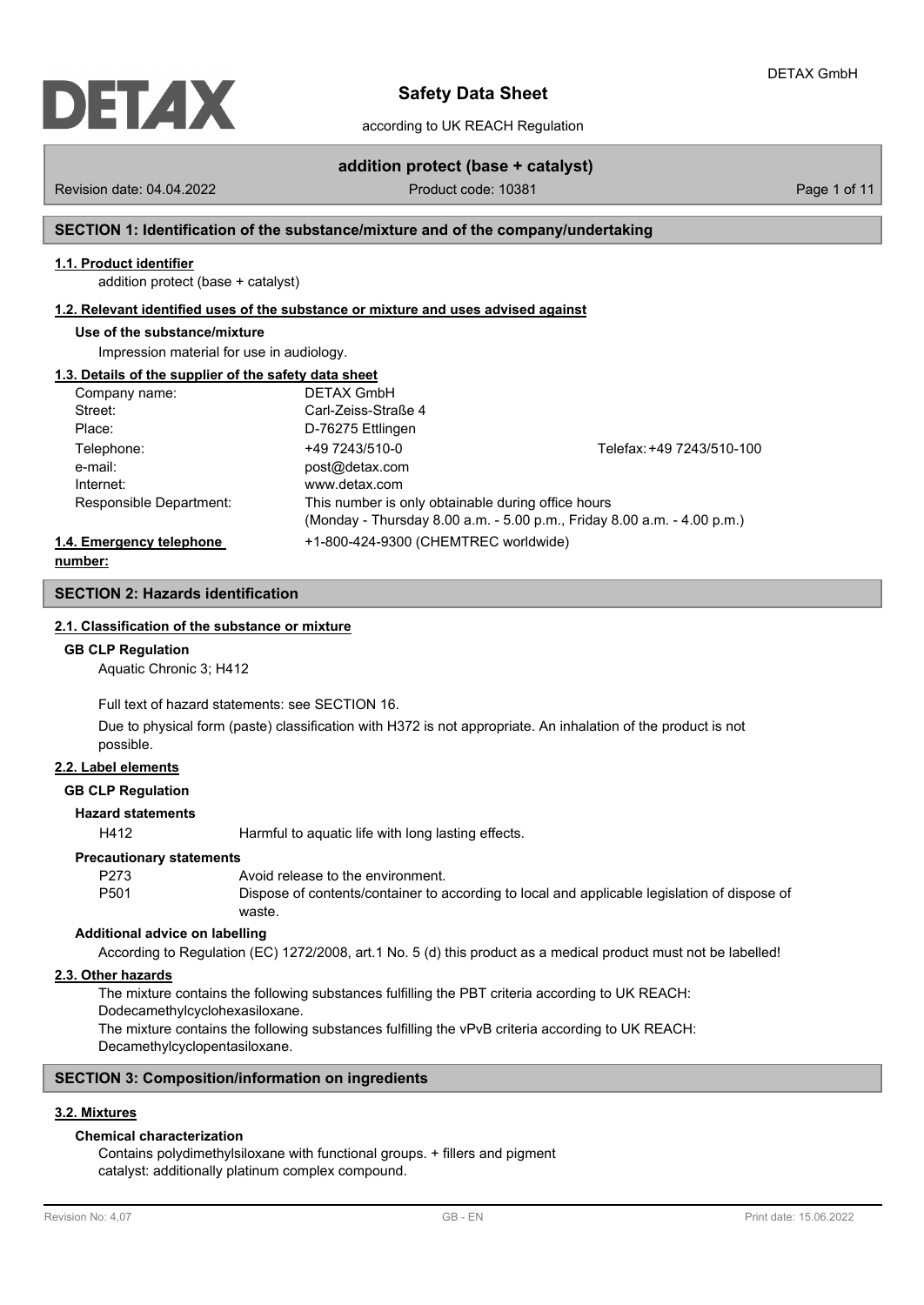# Safety Data Sheet

according to UK REACH Regulation

**addition protect (base + catalyst)**

Revision date: 04.04.2022 | Product code: 10381

## SECTION 1: Identification of the substance/mixture and of the company/undertaking

### 1.1. Product identifier

addition protect (base + catalyst)

### 1.2. Relevant identified uses of the substance or mixture and uses advised against

**Use of the substance/mixture**

Impression material for use in audiology.

### 1.3. Details of the supplier of the safety data sheet

| | | |
|---|---|---|
| Company name: | DETAX GmbH | |
| Street: | Carl-Zeiss-Straße 4 | |
| Place: | D-76275 Ettlingen | |
| Telephone: | +49 7243/510-0 | Telefax: +49 7243/510-100 |
| e-mail: | post@detax.com | |
| Internet: | www.detax.com | |
| Responsible Department: | This number is only obtainable during office hours (Monday - Thursday 8.00 a.m. - 5.00 p.m., Friday 8.00 a.m. - 4.00 p.m.) | |

### 1.4. Emergency telephone number:

+1-800-424-9300 (CHEMTREC worldwide)

## SECTION 2: Hazards identification

### 2.1. Classification of the substance or mixture

**GB CLP Regulation**

Aquatic Chronic 3; H412

Full text of hazard statements: see SECTION 16.

Due to physical form (paste) classification with H372 is not appropriate. An inhalation of the product is not possible.

### 2.2. Label elements

**GB CLP Regulation**

**Hazard statements**

H412 Harmful to aquatic life with long lasting effects.

**Precautionary statements**

P273 Avoid release to the environment.

P501 Dispose of contents/container to according to local and applicable legislation of dispose of waste.

**Additional advice on labelling**

According to Regulation (EC) 1272/2008, art.1 No. 5 (d) this product as a medical product must not be labelled!

### 2.3. Other hazards

The mixture contains the following substances fulfilling the PBT criteria according to UK REACH: Dodecamethylcyclohexasiloxane.

The mixture contains the following substances fulfilling the vPvB criteria according to UK REACH: Decamethylcyclopentasiloxane.

## SECTION 3: Composition/information on ingredients

### 3.2. Mixtures

**Chemical characterization**

Contains polydimethylsiloxane with functional groups. + fillers and pigment
catalyst: additionally platinum complex compound.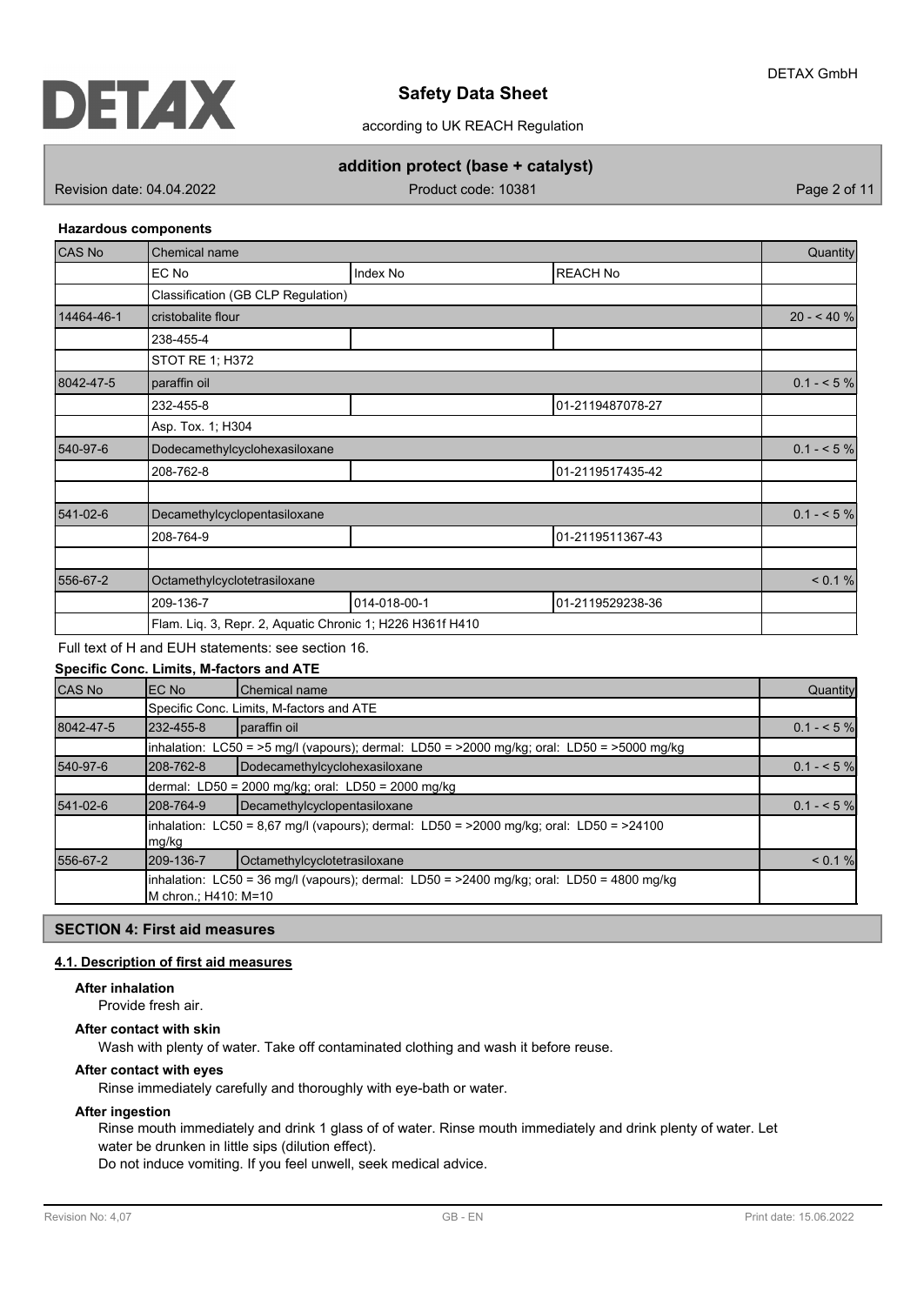**Hazardous components**

| CAS No | Chemical name | | | Quantity |
|---|---|---|---|---|
| | EC No | Index No | REACH No | |
| | Classification (GB CLP Regulation) | | | |
| 14464-46-1 | cristobalite flour | | | 20 - < 40 % |
| | 238-455-4 | | | |
| | STOT RE 1; H372 | | | |
| 8042-47-5 | paraffin oil | | | 0.1 - < 5 % |
| | 232-455-8 | | 01-2119487078-27 | |
| | Asp. Tox. 1; H304 | | | |
| 540-97-6 | Dodecamethylcyclohexasiloxane | | | 0.1 - < 5 % |
| | 208-762-8 | | 01-2119517435-42 | |
| | | | | |
| 541-02-6 | Decamethylcyclopentasiloxane | | | 0.1 - < 5 % |
| | 208-764-9 | | 01-2119511367-43 | |
| | | | | |
| 556-67-2 | Octamethylcyclotetrasiloxane | | | < 0.1 % |
| | 209-136-7 | 014-018-00-1 | 01-2119529238-36 | |
| | Flam. Liq. 3, Repr. 2, Aquatic Chronic 1; H226 H361f H410 | | | |

Full text of H and EUH statements: see section 16.

**Specific Conc. Limits, M-factors and ATE**

| CAS No | EC No | Chemical name | Quantity |
|---|---|---|---|
| | Specific Conc. Limits, M-factors and ATE | | |
| 8042-47-5 | 232-455-8 | paraffin oil | 0.1 - < 5 % |
| | inhalation: LC50 = >5 mg/l (vapours); dermal: LD50 = >2000 mg/kg; oral: LD50 = >5000 mg/kg | | |
| 540-97-6 | 208-762-8 | Dodecamethylcyclohexasiloxane | 0.1 - < 5 % |
| | dermal: LD50 = 2000 mg/kg; oral: LD50 = 2000 mg/kg | | |
| 541-02-6 | 208-764-9 | Decamethylcyclopentasiloxane | 0.1 - < 5 % |
| | inhalation: LC50 = 8,67 mg/l (vapours); dermal: LD50 = >2000 mg/kg; oral: LD50 = >24100 mg/kg | | |
| 556-67-2 | 209-136-7 | Octamethylcyclotetrasiloxane | < 0.1 % |
| | inhalation: LC50 = 36 mg/l (vapours); dermal: LD50 = >2400 mg/kg; oral: LD50 = 4800 mg/kg M chron.; H410: M=10 | | |

## SECTION 4: First aid measures

### 4.1. Description of first aid measures

**After inhalation**

Provide fresh air.

**After contact with skin**

Wash with plenty of water. Take off contaminated clothing and wash it before reuse.

**After contact with eyes**

Rinse immediately carefully and thoroughly with eye-bath or water.

**After ingestion**

Rinse mouth immediately and drink 1 glass of of water. Rinse mouth immediately and drink plenty of water. Let water be drunken in little sips (dilution effect).

Do not induce vomiting. If you feel unwell, seek medical advice.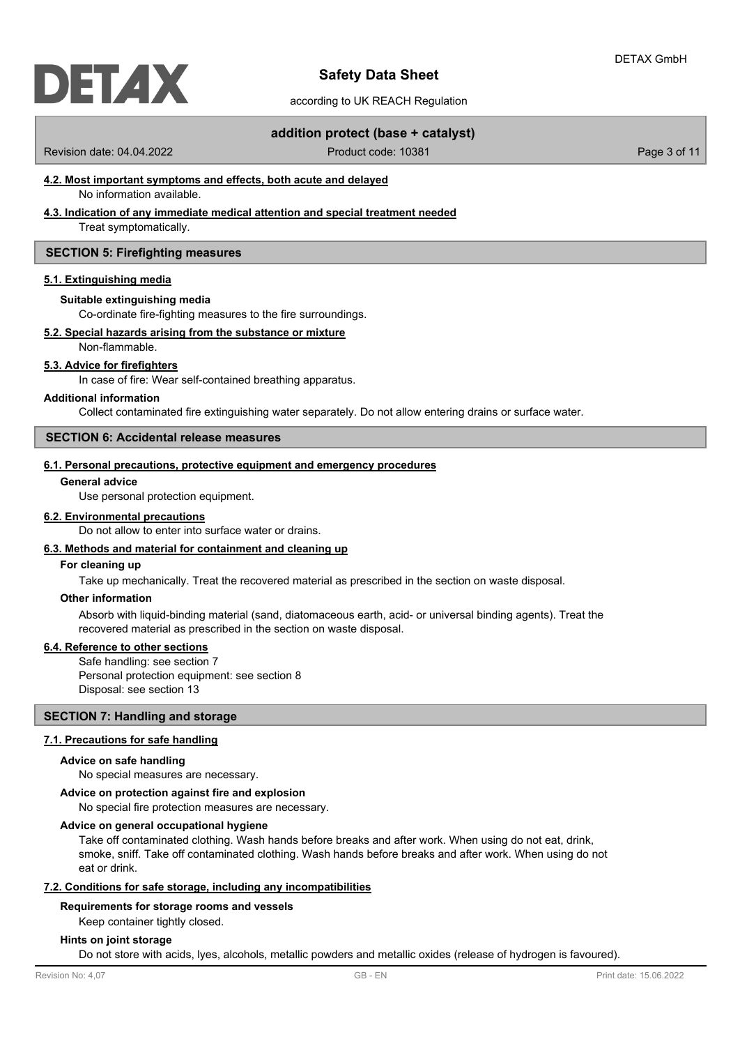#### 4.2. Most important symptoms and effects, both acute and delayed

No information available.

#### 4.3. Indication of any immediate medical attention and special treatment needed

Treat symptomatically.

## SECTION 5: Firefighting measures

#### 5.1. Extinguishing media

**Suitable extinguishing media**

Co-ordinate fire-fighting measures to the fire surroundings.

#### 5.2. Special hazards arising from the substance or mixture

Non-flammable.

#### 5.3. Advice for firefighters

In case of fire: Wear self-contained breathing apparatus.

**Additional information**

Collect contaminated fire extinguishing water separately. Do not allow entering drains or surface water.

## SECTION 6: Accidental release measures

#### 6.1. Personal precautions, protective equipment and emergency procedures

**General advice**

Use personal protection equipment.

#### 6.2. Environmental precautions

Do not allow to enter into surface water or drains.

#### 6.3. Methods and material for containment and cleaning up

**For cleaning up**

Take up mechanically. Treat the recovered material as prescribed in the section on waste disposal.

**Other information**

Absorb with liquid-binding material (sand, diatomaceous earth, acid- or universal binding agents). Treat the recovered material as prescribed in the section on waste disposal.

#### 6.4. Reference to other sections

Safe handling: see section 7
Personal protection equipment: see section 8
Disposal: see section 13

## SECTION 7: Handling and storage

#### 7.1. Precautions for safe handling

**Advice on safe handling**

No special measures are necessary.

**Advice on protection against fire and explosion**

No special fire protection measures are necessary.

**Advice on general occupational hygiene**

Take off contaminated clothing. Wash hands before breaks and after work. When using do not eat, drink, smoke, sniff. Take off contaminated clothing. Wash hands before breaks and after work. When using do not eat or drink.

#### 7.2. Conditions for safe storage, including any incompatibilities

**Requirements for storage rooms and vessels**

Keep container tightly closed.

**Hints on joint storage**

Do not store with acids, lyes, alcohols, metallic powders and metallic oxides (release of hydrogen is favoured).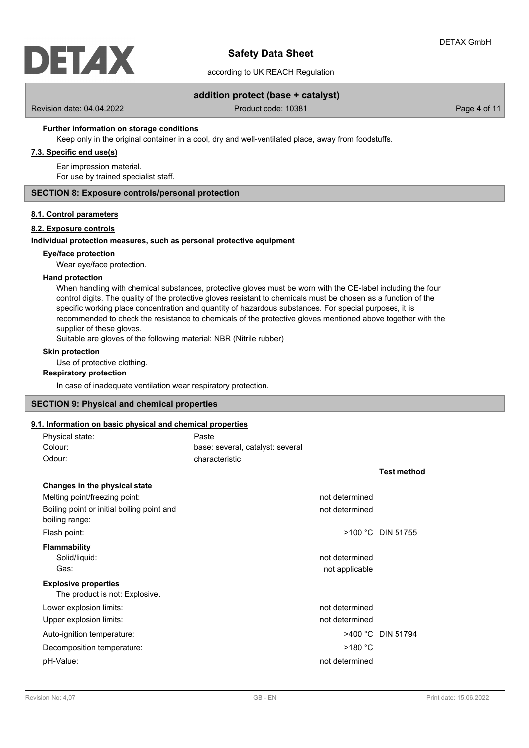**Further information on storage conditions**

Keep only in the original container in a cool, dry and well-ventilated place, away from foodstuffs.

**7.3. Specific end use(s)**

Ear impression material.
For use by trained specialist staff.

## SECTION 8: Exposure controls/personal protection

**8.1. Control parameters**

**8.2. Exposure controls**

**Individual protection measures, such as personal protective equipment**

**Eye/face protection**

Wear eye/face protection.

**Hand protection**

When handling with chemical substances, protective gloves must be worn with the CE-label including the four control digits. The quality of the protective gloves resistant to chemicals must be chosen as a function of the specific working place concentration and quantity of hazardous substances. For special purposes, it is recommended to check the resistance to chemicals of the protective gloves mentioned above together with the supplier of these gloves.
Suitable are gloves of the following material: NBR (Nitrile rubber)

**Skin protection**

Use of protective clothing.

**Respiratory protection**

In case of inadequate ventilation wear respiratory protection.

## SECTION 9: Physical and chemical properties

**9.1. Information on basic physical and chemical properties**

| | | |
|---|---|---|
| Physical state: | Paste | |
| Colour: | base: several, catalyst: several | |
| Odour: | characteristic | |
| | | **Test method** |
| **Changes in the physical state** | | |
| Melting point/freezing point: | not determined | |
| Boiling point or initial boiling point and boiling range: | not determined | |
| Flash point: | >100 °C | DIN 51755 |
| **Flammability** | | |
| Solid/liquid: | not determined | |
| Gas: | not applicable | |
| **Explosive properties** | | |
| The product is not: Explosive. | | |
| Lower explosion limits: | not determined | |
| Upper explosion limits: | not determined | |
| Auto-ignition temperature: | >400 °C | DIN 51794 |
| Decomposition temperature: | >180 °C | |
| pH-Value: | not determined | |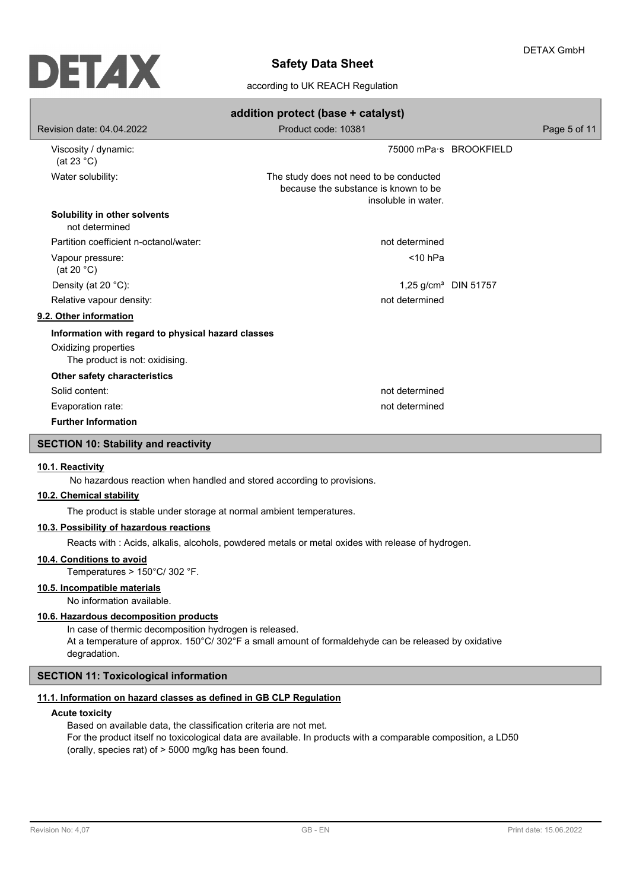| Property | Value | Method |
|---|---|---|
| Viscosity / dynamic: (at 23 °C) | 75000 mPa·s | BROOKFIELD |
| Water solubility: | The study does not need to be conducted because the substance is known to be insoluble in water. | |

**Solubility in other solvents**
not determined

| Property | Value | Method |
|---|---|---|
| Partition coefficient n-octanol/water: | not determined | |
| Vapour pressure: (at 20 °C) | <10 hPa | |
| Density (at 20 °C): | 1,25 g/cm³ | DIN 51757 |
| Relative vapour density: | not determined | |

### 9.2. Other information

**Information with regard to physical hazard classes**

Oxidizing properties
The product is not: oxidising.

**Other safety characteristics**

| Property | Value |
|---|---|
| Solid content: | not determined |
| Evaporation rate: | not determined |

**Further Information**

## SECTION 10: Stability and reactivity

### 10.1. Reactivity

No hazardous reaction when handled and stored according to provisions.

### 10.2. Chemical stability

The product is stable under storage at normal ambient temperatures.

### 10.3. Possibility of hazardous reactions

Reacts with : Acids, alkalis, alcohols, powdered metals or metal oxides with release of hydrogen.

### 10.4. Conditions to avoid

Temperatures > 150°C/ 302 °F.

### 10.5. Incompatible materials

No information available.

### 10.6. Hazardous decomposition products

In case of thermic decomposition hydrogen is released.
At a temperature of approx. 150°C/ 302°F a small amount of formaldehyde can be released by oxidative degradation.

## SECTION 11: Toxicological information

### 11.1. Information on hazard classes as defined in GB CLP Regulation

**Acute toxicity**

Based on available data, the classification criteria are not met.
For the product itself no toxicological data are available. In products with a comparable composition, a LD50 (orally, species rat) of > 5000 mg/kg has been found.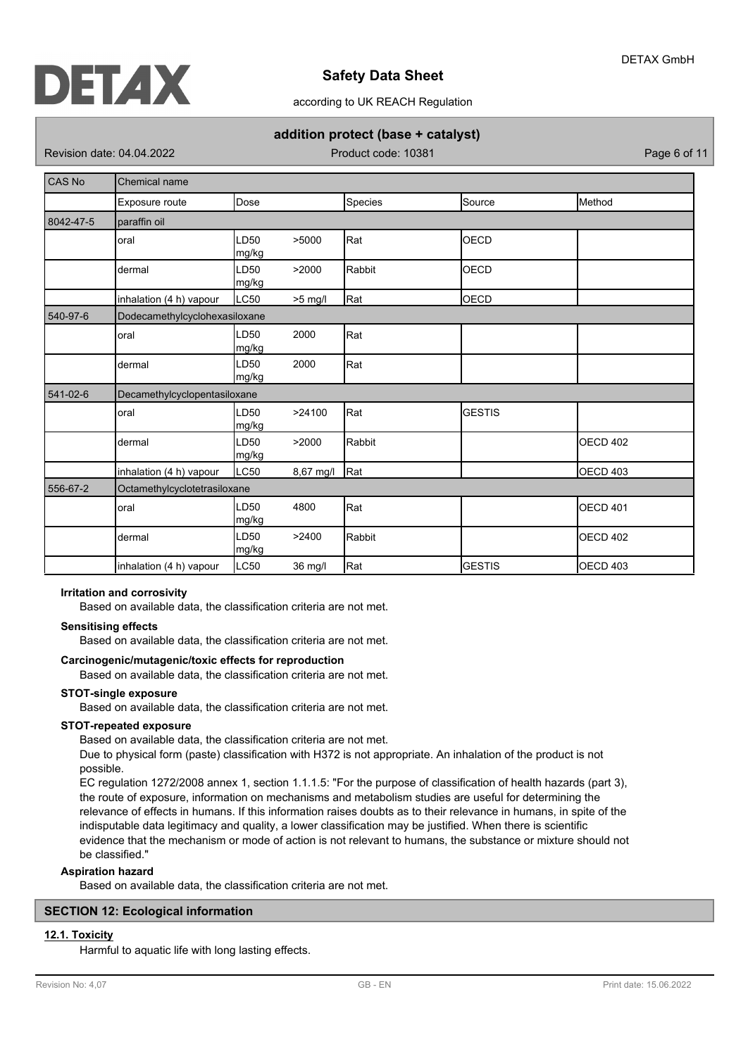| CAS No | Chemical name | | | | | |
|---|---|---|---|---|---|---|
| | Exposure route | Dose | | Species | Source | Method |
| 8042-47-5 | paraffin oil | | | | | |
| | oral | LD50 mg/kg | >5000 | Rat | OECD | |
| | dermal | LD50 mg/kg | >2000 | Rabbit | OECD | |
| | inhalation (4 h) vapour | LC50 | >5 mg/l | Rat | OECD | |
| 540-97-6 | Dodecamethylcyclohexasiloxane | | | | | |
| | oral | LD50 mg/kg | 2000 | Rat | | |
| | dermal | LD50 mg/kg | 2000 | Rat | | |
| 541-02-6 | Decamethylcyclopentasiloxane | | | | | |
| | oral | LD50 mg/kg | >24100 | Rat | GESTIS | |
| | dermal | LD50 mg/kg | >2000 | Rabbit | | OECD 402 |
| | inhalation (4 h) vapour | LC50 | 8,67 mg/l | Rat | | OECD 403 |
| 556-67-2 | Octamethylcyclotetrasiloxane | | | | | |
| | oral | LD50 mg/kg | 4800 | Rat | | OECD 401 |
| | dermal | LD50 mg/kg | >2400 | Rabbit | | OECD 402 |
| | inhalation (4 h) vapour | LC50 | 36 mg/l | Rat | GESTIS | OECD 403 |

**Irritation and corrosivity**

Based on available data, the classification criteria are not met.

**Sensitising effects**

Based on available data, the classification criteria are not met.

**Carcinogenic/mutagenic/toxic effects for reproduction**

Based on available data, the classification criteria are not met.

**STOT-single exposure**

Based on available data, the classification criteria are not met.

**STOT-repeated exposure**

Based on available data, the classification criteria are not met.

Due to physical form (paste) classification with H372 is not appropriate. An inhalation of the product is not possible.

EC regulation 1272/2008 annex 1, section 1.1.1.5: "For the purpose of classification of health hazards (part 3), the route of exposure, information on mechanisms and metabolism studies are useful for determining the relevance of effects in humans. If this information raises doubts as to their relevance in humans, in spite of the indisputable data legitimacy and quality, a lower classification may be justified. When there is scientific evidence that the mechanism or mode of action is not relevant to humans, the substance or mixture should not be classified."

**Aspiration hazard**

Based on available data, the classification criteria are not met.

## SECTION 12: Ecological information

### 12.1. Toxicity

Harmful to aquatic life with long lasting effects.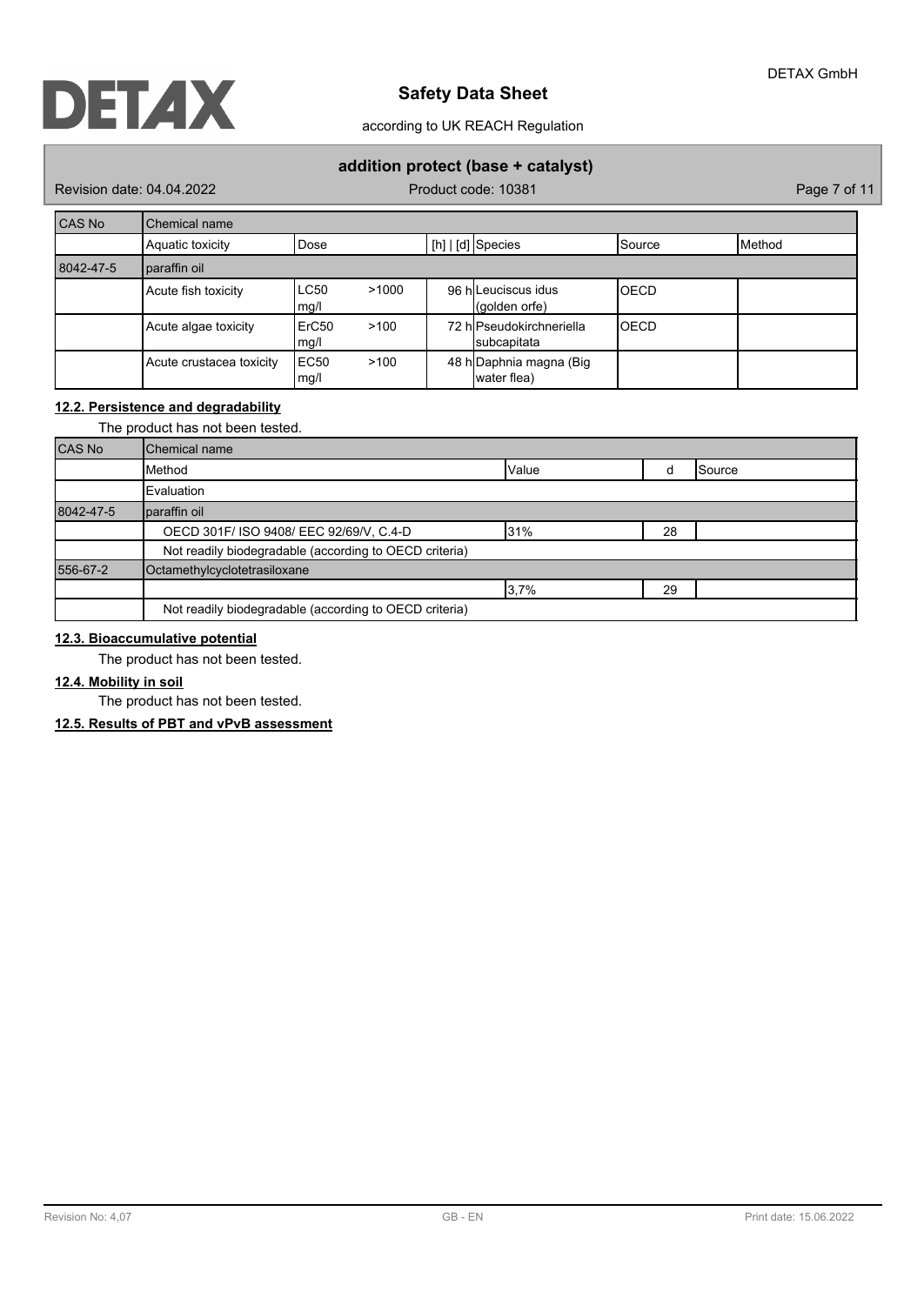| CAS No | Chemical name | | | | | |
|---|---|---|---|---|---|---|
| | Aquatic toxicity | Dose | [h] \| [d] | Species | Source | Method |
| 8042-47-5 | paraffin oil | | | | | |
| | Acute fish toxicity | LC50 >1000 mg/l | 96 h | Leuciscus idus (golden orfe) | OECD | |
| | Acute algae toxicity | ErC50 >100 mg/l | 72 h | Pseudokirchneriella subcapitata | OECD | |
| | Acute crustacea toxicity | EC50 >100 mg/l | 48 h | Daphnia magna (Big water flea) | | |

**12.2. Persistence and degradability**

The product has not been tested.

| CAS No | Chemical name | | | |
|---|---|---|---|---|
| | Method | Value | d | Source |
| | Evaluation | | | |
| 8042-47-5 | paraffin oil | | | |
| | OECD 301F/ ISO 9408/ EEC 92/69/V, C.4-D | 31% | 28 | |
| | Not readily biodegradable (according to OECD criteria) | | | |
| 556-67-2 | Octamethylcyclotetrasiloxane | | | |
| | | 3,7% | 29 | |
| | Not readily biodegradable (according to OECD criteria) | | | |

**12.3. Bioaccumulative potential**

The product has not been tested.

**12.4. Mobility in soil**

The product has not been tested.

**12.5. Results of PBT and vPvB assessment**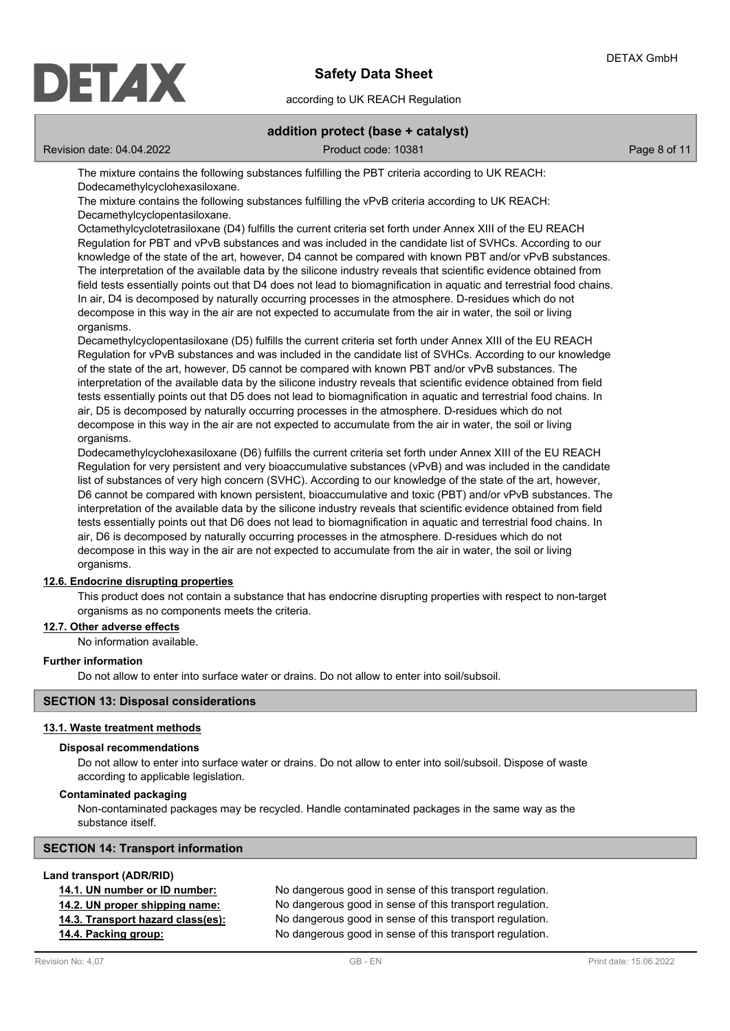The mixture contains the following substances fulfilling the PBT criteria according to UK REACH: Dodecamethylcyclohexasiloxane.

The mixture contains the following substances fulfilling the vPvB criteria according to UK REACH: Decamethylcyclopentasiloxane.

Octamethylcyclotetrasiloxane (D4) fulfills the current criteria set forth under Annex XIII of the EU REACH Regulation for PBT and vPvB substances and was included in the candidate list of SVHCs. According to our knowledge of the state of the art, however, D4 cannot be compared with known PBT and/or vPvB substances. The interpretation of the available data by the silicone industry reveals that scientific evidence obtained from field tests essentially points out that D4 does not lead to biomagnification in aquatic and terrestrial food chains. In air, D4 is decomposed by naturally occurring processes in the atmosphere. D-residues which do not decompose in this way in the air are not expected to accumulate from the air in water, the soil or living organisms.

Decamethylcyclopentasiloxane (D5) fulfills the current criteria set forth under Annex XIII of the EU REACH Regulation for vPvB substances and was included in the candidate list of SVHCs. According to our knowledge of the state of the art, however, D5 cannot be compared with known PBT and/or vPvB substances. The interpretation of the available data by the silicone industry reveals that scientific evidence obtained from field tests essentially points out that D5 does not lead to biomagnification in aquatic and terrestrial food chains. In air, D5 is decomposed by naturally occurring processes in the atmosphere. D-residues which do not decompose in this way in the air are not expected to accumulate from the air in water, the soil or living organisms.

Dodecamethylcyclohexasiloxane (D6) fulfills the current criteria set forth under Annex XIII of the EU REACH Regulation for very persistent and very bioaccumulative substances (vPvB) and was included in the candidate list of substances of very high concern (SVHC). According to our knowledge of the state of the art, however, D6 cannot be compared with known persistent, bioaccumulative and toxic (PBT) and/or vPvB substances. The interpretation of the available data by the silicone industry reveals that scientific evidence obtained from field tests essentially points out that D6 does not lead to biomagnification in aquatic and terrestrial food chains. In air, D6 is decomposed by naturally occurring processes in the atmosphere. D-residues which do not decompose in this way in the air are not expected to accumulate from the air in water, the soil or living organisms.

### 12.6. Endocrine disrupting properties

This product does not contain a substance that has endocrine disrupting properties with respect to non-target organisms as no components meets the criteria.

### 12.7. Other adverse effects

No information available.

**Further information**

Do not allow to enter into surface water or drains. Do not allow to enter into soil/subsoil.

## SECTION 13: Disposal considerations

### 13.1. Waste treatment methods

**Disposal recommendations**

Do not allow to enter into surface water or drains. Do not allow to enter into soil/subsoil. Dispose of waste according to applicable legislation.

**Contaminated packaging**

Non-contaminated packages may be recycled. Handle contaminated packages in the same way as the substance itself.

## SECTION 14: Transport information

**Land transport (ADR/RID)**

| | |
|---|---|
| **14.1. UN number or ID number:** | No dangerous good in sense of this transport regulation. |
| **14.2. UN proper shipping name:** | No dangerous good in sense of this transport regulation. |
| **14.3. Transport hazard class(es):** | No dangerous good in sense of this transport regulation. |
| **14.4. Packing group:** | No dangerous good in sense of this transport regulation. |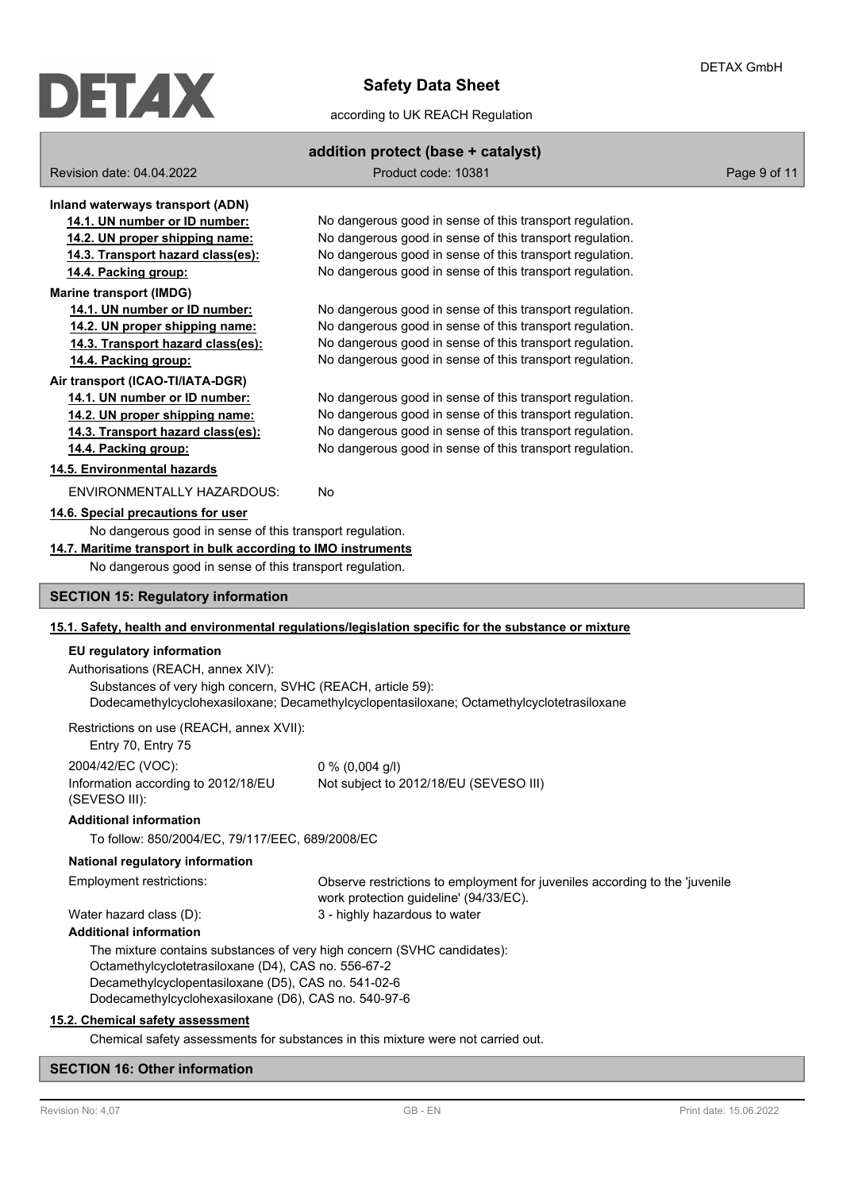**Inland waterways transport (ADN)**

**14.1. UN number or ID number:** No dangerous good in sense of this transport regulation.
**14.2. UN proper shipping name:** No dangerous good in sense of this transport regulation.
**14.3. Transport hazard class(es):** No dangerous good in sense of this transport regulation.
**14.4. Packing group:** No dangerous good in sense of this transport regulation.

**Marine transport (IMDG)**

**14.1. UN number or ID number:** No dangerous good in sense of this transport regulation.
**14.2. UN proper shipping name:** No dangerous good in sense of this transport regulation.
**14.3. Transport hazard class(es):** No dangerous good in sense of this transport regulation.
**14.4. Packing group:** No dangerous good in sense of this transport regulation.

**Air transport (ICAO-TI/IATA-DGR)**

**14.1. UN number or ID number:** No dangerous good in sense of this transport regulation.
**14.2. UN proper shipping name:** No dangerous good in sense of this transport regulation.
**14.3. Transport hazard class(es):** No dangerous good in sense of this transport regulation.
**14.4. Packing group:** No dangerous good in sense of this transport regulation.

**14.5. Environmental hazards**

ENVIRONMENTALLY HAZARDOUS: No

**14.6. Special precautions for user**

No dangerous good in sense of this transport regulation.

**14.7. Maritime transport in bulk according to IMO instruments**

No dangerous good in sense of this transport regulation.

## SECTION 15: Regulatory information

**15.1. Safety, health and environmental regulations/legislation specific for the substance or mixture**

**EU regulatory information**

Authorisations (REACH, annex XIV):
Substances of very high concern, SVHC (REACH, article 59):
Dodecamethylcyclohexasiloxane; Decamethylcyclopentasiloxane; Octamethylcyclotetrasiloxane

Restrictions on use (REACH, annex XVII):
Entry 70, Entry 75

2004/42/EC (VOC): 0 % (0,004 g/l)
Information according to 2012/18/EU (SEVESO III): Not subject to 2012/18/EU (SEVESO III)

**Additional information**

To follow: 850/2004/EC, 79/117/EEC, 689/2008/EC

**National regulatory information**

Employment restrictions: Observe restrictions to employment for juveniles according to the 'juvenile work protection guideline' (94/33/EC).
Water hazard class (D): 3 - highly hazardous to water

**Additional information**

The mixture contains substances of very high concern (SVHC candidates):
Octamethylcyclotetrasiloxane (D4), CAS no. 556-67-2
Decamethylcyclopentasiloxane (D5), CAS no. 541-02-6
Dodecamethylcyclohexasiloxane (D6), CAS no. 540-97-6

**15.2. Chemical safety assessment**

Chemical safety assessments for substances in this mixture were not carried out.

## SECTION 16: Other information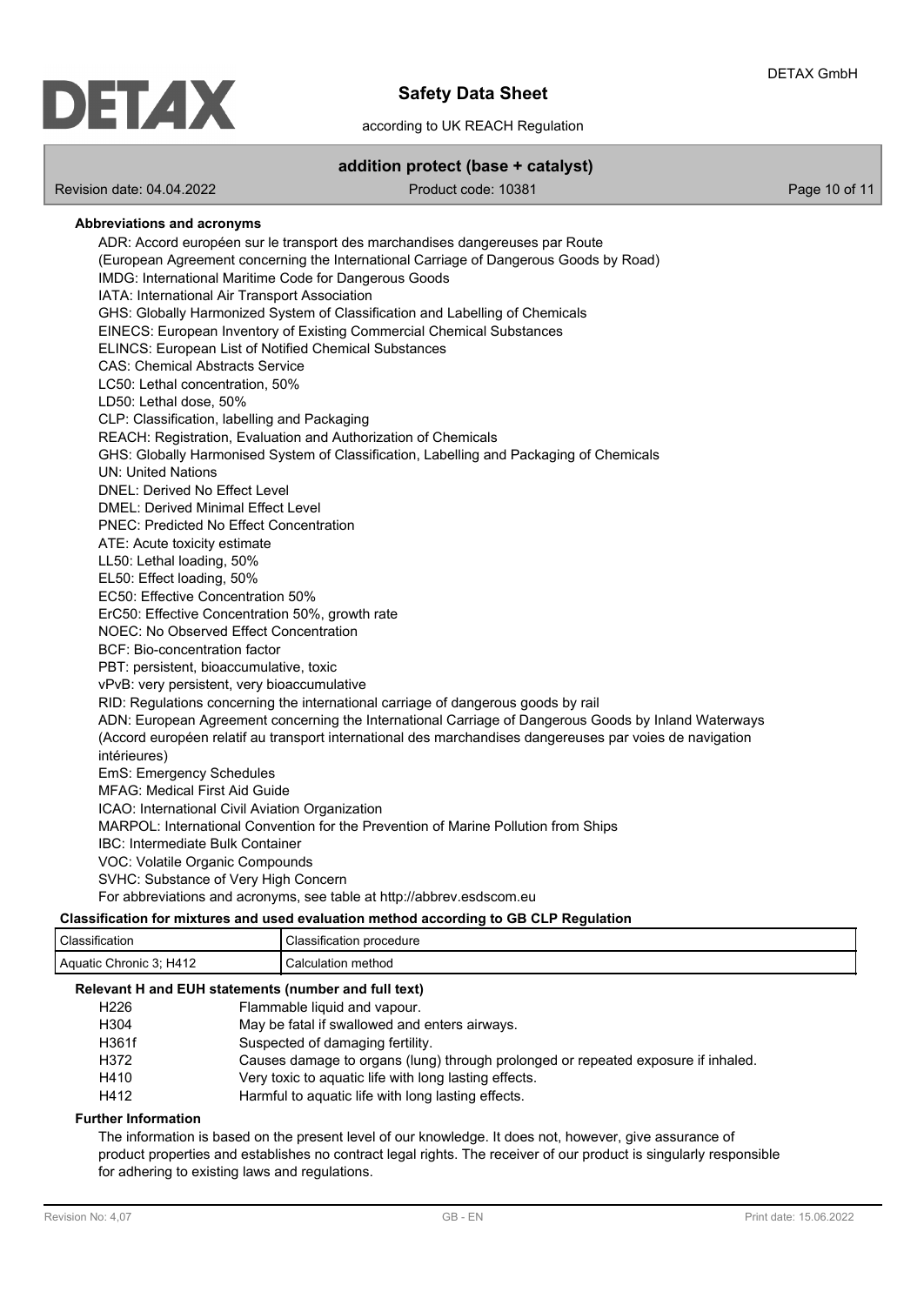**Abbreviations and acronyms**

ADR: Accord européen sur le transport des marchandises dangereuses par Route
(European Agreement concerning the International Carriage of Dangerous Goods by Road)
IMDG: International Maritime Code for Dangerous Goods
IATA: International Air Transport Association
GHS: Globally Harmonized System of Classification and Labelling of Chemicals
EINECS: European Inventory of Existing Commercial Chemical Substances
ELINCS: European List of Notified Chemical Substances
CAS: Chemical Abstracts Service
LC50: Lethal concentration, 50%
LD50: Lethal dose, 50%
CLP: Classification, labelling and Packaging
REACH: Registration, Evaluation and Authorization of Chemicals
GHS: Globally Harmonised System of Classification, Labelling and Packaging of Chemicals
UN: United Nations
DNEL: Derived No Effect Level
DMEL: Derived Minimal Effect Level
PNEC: Predicted No Effect Concentration
ATE: Acute toxicity estimate
LL50: Lethal loading, 50%
EL50: Effect loading, 50%
EC50: Effective Concentration 50%
ErC50: Effective Concentration 50%, growth rate
NOEC: No Observed Effect Concentration
BCF: Bio-concentration factor
PBT: persistent, bioaccumulative, toxic
vPvB: very persistent, very bioaccumulative
RID: Regulations concerning the international carriage of dangerous goods by rail
ADN: European Agreement concerning the International Carriage of Dangerous Goods by Inland Waterways
(Accord européen relatif au transport international des marchandises dangereuses par voies de navigation intérieures)
EmS: Emergency Schedules
MFAG: Medical First Aid Guide
ICAO: International Civil Aviation Organization
MARPOL: International Convention for the Prevention of Marine Pollution from Ships
IBC: Intermediate Bulk Container
VOC: Volatile Organic Compounds
SVHC: Substance of Very High Concern
For abbreviations and acronyms, see table at http://abbrev.esdscom.eu

**Classification for mixtures and used evaluation method according to GB CLP Regulation**

| Classification | Classification procedure |
|---|---|
| Aquatic Chronic 3; H412 | Calculation method |

**Relevant H and EUH statements (number and full text)**

| | |
|---|---|
| H226 | Flammable liquid and vapour. |
| H304 | May be fatal if swallowed and enters airways. |
| H361f | Suspected of damaging fertility. |
| H372 | Causes damage to organs (lung) through prolonged or repeated exposure if inhaled. |
| H410 | Very toxic to aquatic life with long lasting effects. |
| H412 | Harmful to aquatic life with long lasting effects. |

**Further Information**

The information is based on the present level of our knowledge. It does not, however, give assurance of product properties and establishes no contract legal rights. The receiver of our product is singularly responsible for adhering to existing laws and regulations.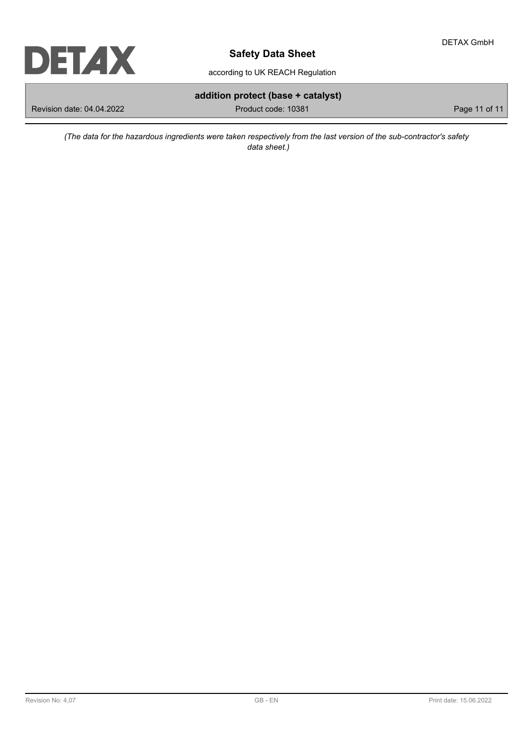*(The data for the hazardous ingredients were taken respectively from the last version of the sub-contractor's safety data sheet.)*